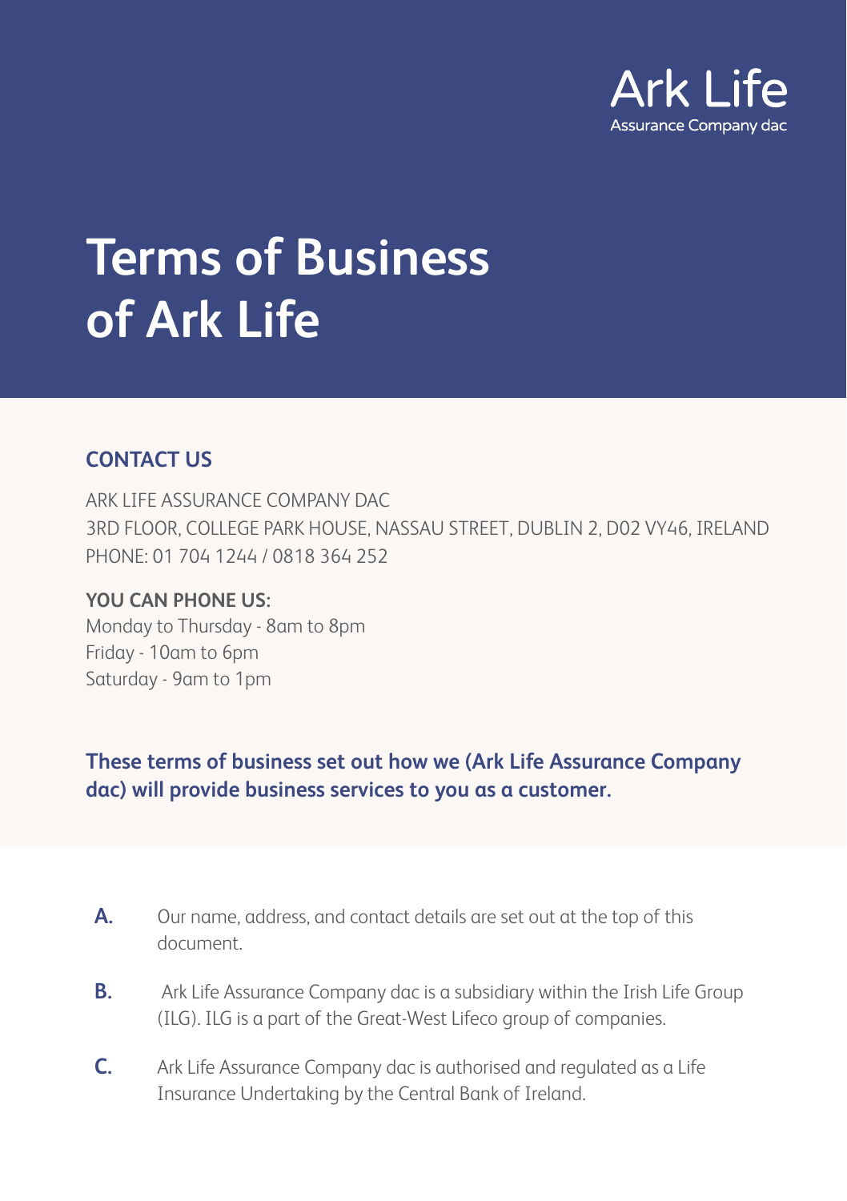Ark Life
Assurance Company dac

# Terms of Business of Ark Life

## CONTACT US

ARK LIFE ASSURANCE COMPANY DAC
3RD FLOOR, COLLEGE PARK HOUSE, NASSAU STREET, DUBLIN 2, D02 VY46, IRELAND
PHONE: 01 704 1244 / 0818 364 252

**YOU CAN PHONE US:**
Monday to Thursday - 8am to 8pm
Friday - 10am to 6pm
Saturday - 9am to 1pm

**These terms of business set out how we (Ark Life Assurance Company dac) will provide business services to you as a customer.**

**A.** Our name, address, and contact details are set out at the top of this document.

**B.** Ark Life Assurance Company dac is a subsidiary within the Irish Life Group (ILG). ILG is a part of the Great-West Lifeco group of companies.

**C.** Ark Life Assurance Company dac is authorised and regulated as a Life Insurance Undertaking by the Central Bank of Ireland.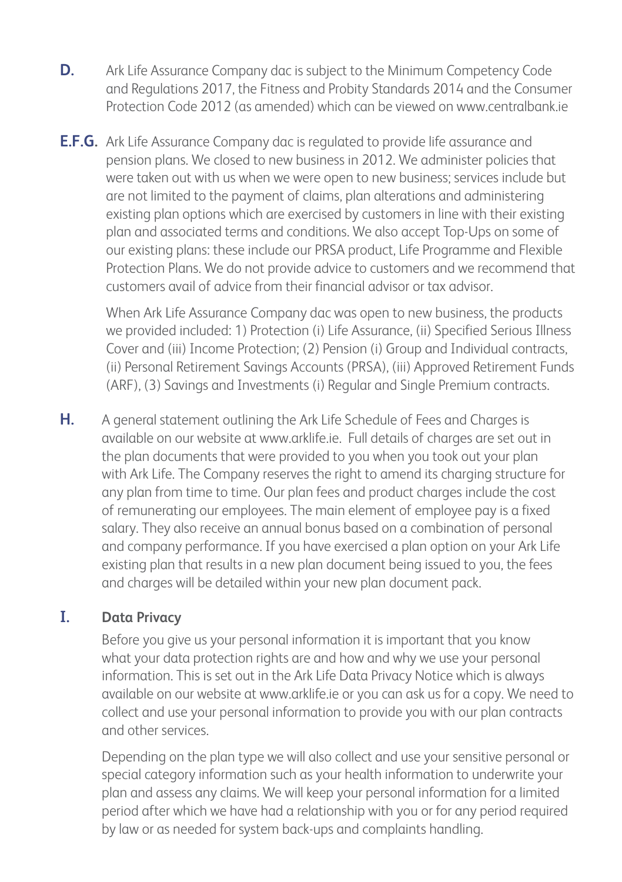**D.** Ark Life Assurance Company dac is subject to the Minimum Competency Code and Regulations 2017, the Fitness and Probity Standards 2014 and the Consumer Protection Code 2012 (as amended) which can be viewed on www.centralbank.ie

**E.F.G.** Ark Life Assurance Company dac is regulated to provide life assurance and pension plans. We closed to new business in 2012. We administer policies that were taken out with us when we were open to new business; services include but are not limited to the payment of claims, plan alterations and administering existing plan options which are exercised by customers in line with their existing plan and associated terms and conditions. We also accept Top-Ups on some of our existing plans: these include our PRSA product, Life Programme and Flexible Protection Plans. We do not provide advice to customers and we recommend that customers avail of advice from their financial advisor or tax advisor.

When Ark Life Assurance Company dac was open to new business, the products we provided included: 1) Protection (i) Life Assurance, (ii) Specified Serious Illness Cover and (iii) Income Protection; (2) Pension (i) Group and Individual contracts, (ii) Personal Retirement Savings Accounts (PRSA), (iii) Approved Retirement Funds (ARF), (3) Savings and Investments (i) Regular and Single Premium contracts.

**H.** A general statement outlining the Ark Life Schedule of Fees and Charges is available on our website at www.arklife.ie. Full details of charges are set out in the plan documents that were provided to you when you took out your plan with Ark Life. The Company reserves the right to amend its charging structure for any plan from time to time. Our plan fees and product charges include the cost of remunerating our employees. The main element of employee pay is a fixed salary. They also receive an annual bonus based on a combination of personal and company performance. If you have exercised a plan option on your Ark Life existing plan that results in a new plan document being issued to you, the fees and charges will be detailed within your new plan document pack.

**I. Data Privacy**

Before you give us your personal information it is important that you know what your data protection rights are and how and why we use your personal information. This is set out in the Ark Life Data Privacy Notice which is always available on our website at www.arklife.ie or you can ask us for a copy. We need to collect and use your personal information to provide you with our plan contracts and other services.

Depending on the plan type we will also collect and use your sensitive personal or special category information such as your health information to underwrite your plan and assess any claims. We will keep your personal information for a limited period after which we have had a relationship with you or for any period required by law or as needed for system back-ups and complaints handling.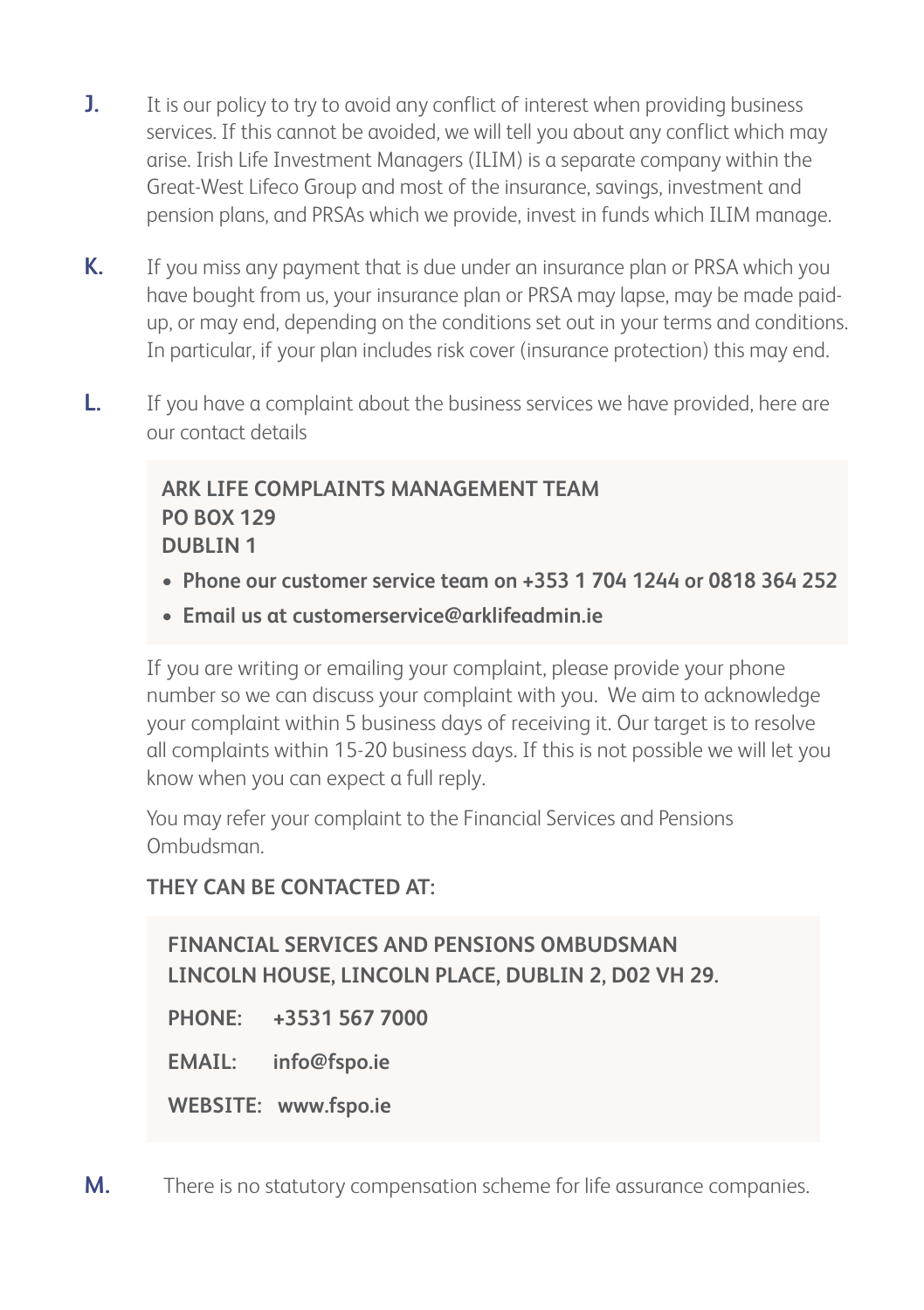**J.** It is our policy to try to avoid any conflict of interest when providing business services. If this cannot be avoided, we will tell you about any conflict which may arise. Irish Life Investment Managers (ILIM) is a separate company within the Great-West Lifeco Group and most of the insurance, savings, investment and pension plans, and PRSAs which we provide, invest in funds which ILIM manage.

**K.** If you miss any payment that is due under an insurance plan or PRSA which you have bought from us, your insurance plan or PRSA may lapse, may be made paid-up, or may end, depending on the conditions set out in your terms and conditions. In particular, if your plan includes risk cover (insurance protection) this may end.

**L.** If you have a complaint about the business services we have provided, here are our contact details

**ARK LIFE COMPLAINTS MANAGEMENT TEAM**
**PO BOX 129**
**DUBLIN 1**

- **Phone our customer service team on +353 1 704 1244 or 0818 364 252**
- **Email us at customerservice@arklifeadmin.ie**

If you are writing or emailing your complaint, please provide your phone number so we can discuss your complaint with you. We aim to acknowledge your complaint within 5 business days of receiving it. Our target is to resolve all complaints within 15-20 business days. If this is not possible we will let you know when you can expect a full reply.

You may refer your complaint to the Financial Services and Pensions Ombudsman.

**THEY CAN BE CONTACTED AT:**

**FINANCIAL SERVICES AND PENSIONS OMBUDSMAN**
**LINCOLN HOUSE, LINCOLN PLACE, DUBLIN 2, D02 VH 29.**

**PHONE:** **+3531 567 7000**

**EMAIL:** **info@fspo.ie**

**WEBSITE:** **www.fspo.ie**

**M.** There is no statutory compensation scheme for life assurance companies.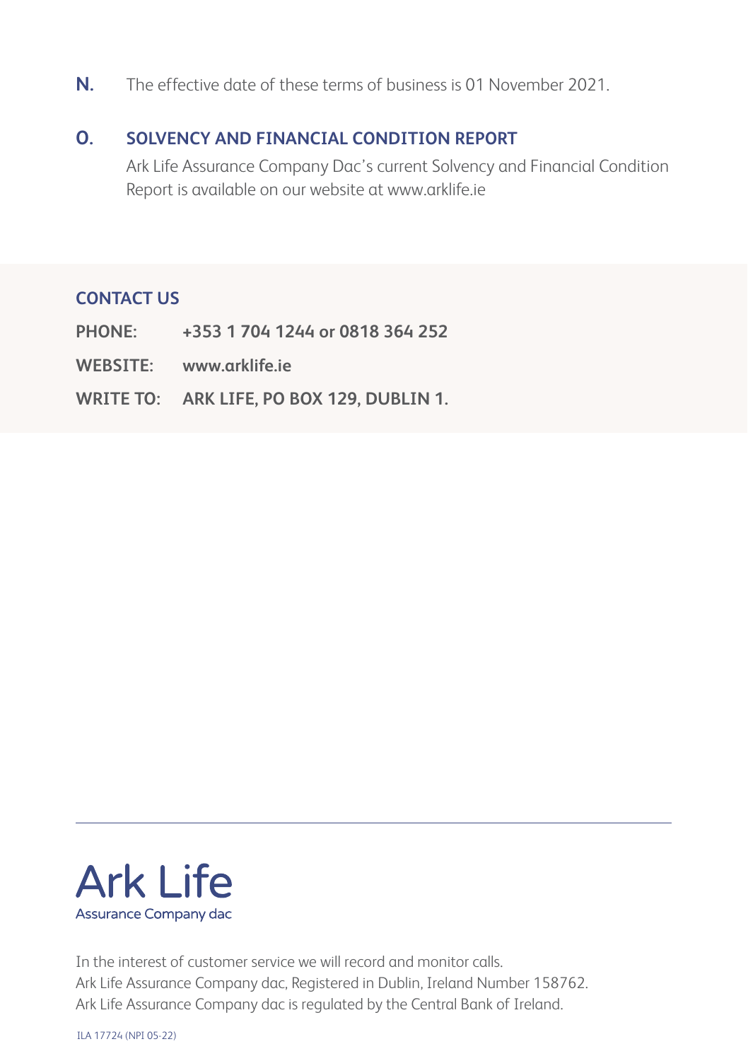**N.** The effective date of these terms of business is 01 November 2021.

## O. SOLVENCY AND FINANCIAL CONDITION REPORT

Ark Life Assurance Company Dac's current Solvency and Financial Condition Report is available on our website at www.arklife.ie

## CONTACT US

**PHONE:** **+353 1 704 1244 or 0818 364 252**

**WEBSITE:** **www.arklife.ie**

**WRITE TO:** **ARK LIFE, PO BOX 129, DUBLIN 1.**

---

Ark Life
Assurance Company dac

In the interest of customer service we will record and monitor calls.
Ark Life Assurance Company dac, Registered in Dublin, Ireland Number 158762.
Ark Life Assurance Company dac is regulated by the Central Bank of Ireland.

ILA 17724 (NPI 05-22)